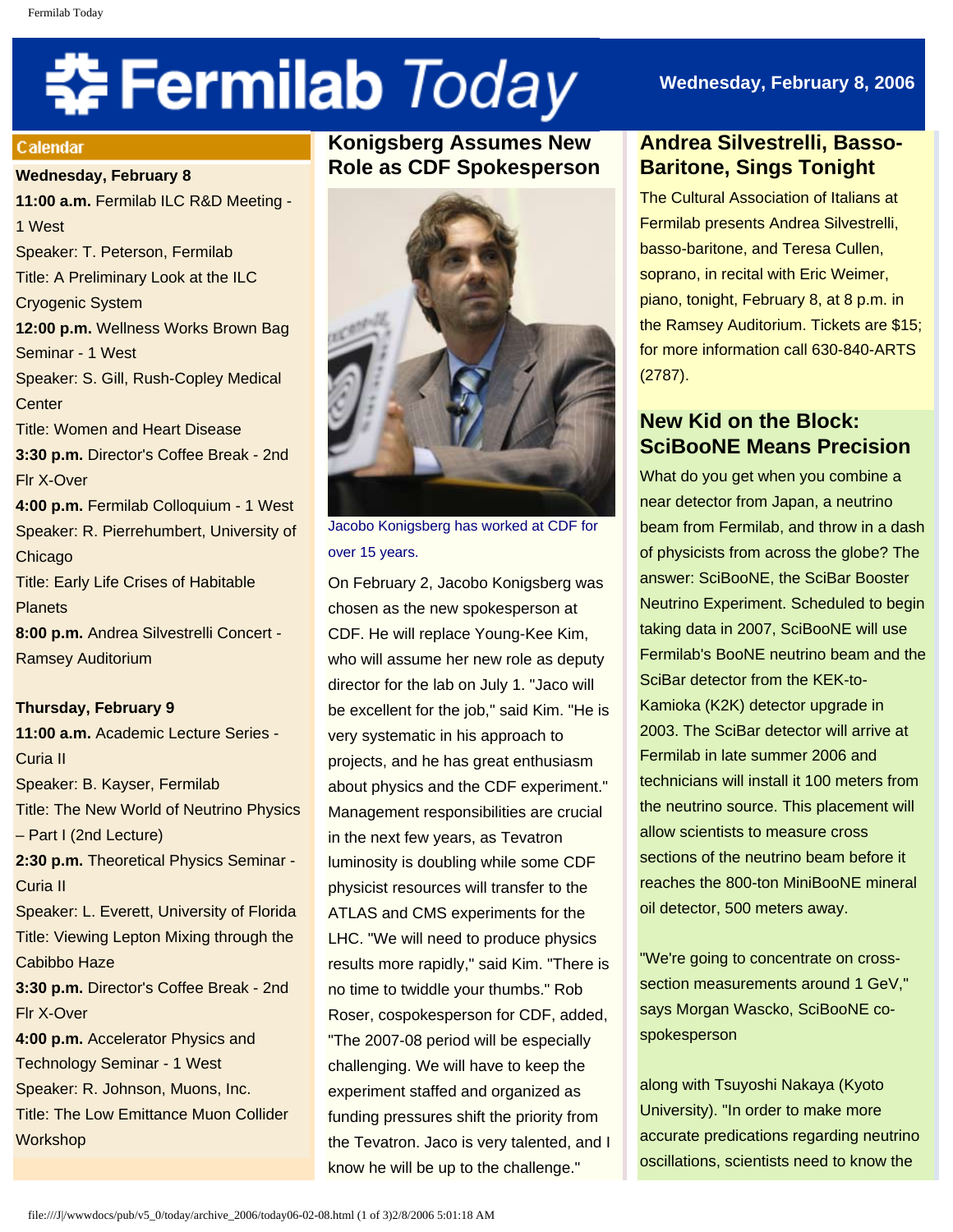# Fermilab Today

Wednesday, February 8, 2006

## Calendar

**Wednesday, February 8**

**11:00 a.m.** Fermilab ILC R&D Meeting - 1 West
Speaker: T. Peterson, Fermilab
Title: A Preliminary Look at the ILC Cryogenic System

**12:00 p.m.** Wellness Works Brown Bag Seminar - 1 West
Speaker: S. Gill, Rush-Copley Medical Center
Title: Women and Heart Disease

**3:30 p.m.** Director's Coffee Break - 2nd Flr X-Over

**4:00 p.m.** Fermilab Colloquium - 1 West
Speaker: R. Pierrehumbert, University of Chicago
Title: Early Life Crises of Habitable Planets

**8:00 p.m.** Andrea Silvestrelli Concert - Ramsey Auditorium

**Thursday, February 9**

**11:00 a.m.** Academic Lecture Series - Curia II
Speaker: B. Kayser, Fermilab
Title: The New World of Neutrino Physics – Part I (2nd Lecture)

**2:30 p.m.** Theoretical Physics Seminar - Curia II
Speaker: L. Everett, University of Florida
Title: Viewing Lepton Mixing through the Cabibbo Haze

**3:30 p.m.** Director's Coffee Break - 2nd Flr X-Over

**4:00 p.m.** Accelerator Physics and Technology Seminar - 1 West
Speaker: R. Johnson, Muons, Inc.
Title: The Low Emittance Muon Collider Workshop

## Konigsberg Assumes New Role as CDF Spokesperson

Jacobo Konigsberg has worked at CDF for over 15 years.

On February 2, Jacobo Konigsberg was chosen as the new spokesperson at CDF. He will replace Young-Kee Kim, who will assume her new role as deputy director for the lab on July 1. "Jaco will be excellent for the job," said Kim. "He is very systematic in his approach to projects, and he has great enthusiasm about physics and the CDF experiment." Management responsibilities are crucial in the next few years, as Tevatron luminosity is doubling while some CDF physicist resources will transfer to the ATLAS and CMS experiments for the LHC. "We will need to produce physics results more rapidly," said Kim. "There is no time to twiddle your thumbs." Rob Roser, cospokesperson for CDF, added, "The 2007-08 period will be especially challenging. We will have to keep the experiment staffed and organized as funding pressures shift the priority from the Tevatron. Jaco is very talented, and I know he will be up to the challenge."

## Andrea Silvestrelli, Basso-Baritone, Sings Tonight

The Cultural Association of Italians at Fermilab presents Andrea Silvestrelli, basso-baritone, and Teresa Cullen, soprano, in recital with Eric Weimer, piano, tonight, February 8, at 8 p.m. in the Ramsey Auditorium. Tickets are $15; for more information call 630-840-ARTS (2787).

## New Kid on the Block: SciBooNE Means Precision

What do you get when you combine a near detector from Japan, a neutrino beam from Fermilab, and throw in a dash of physicists from across the globe? The answer: SciBooNE, the SciBar Booster Neutrino Experiment. Scheduled to begin taking data in 2007, SciBooNE will use Fermilab's BooNE neutrino beam and the SciBar detector from the KEK-to-Kamioka (K2K) detector upgrade in 2003. The SciBar detector will arrive at Fermilab in late summer 2006 and technicians will install it 100 meters from the neutrino source. This placement will allow scientists to measure cross sections of the neutrino beam before it reaches the 800-ton MiniBooNE mineral oil detector, 500 meters away.

"We're going to concentrate on cross-section measurements around 1 GeV," says Morgan Wascko, SciBooNE co-spokesperson

along with Tsuyoshi Nakaya (Kyoto University). "In order to make more accurate predications regarding neutrino oscillations, scientists need to know the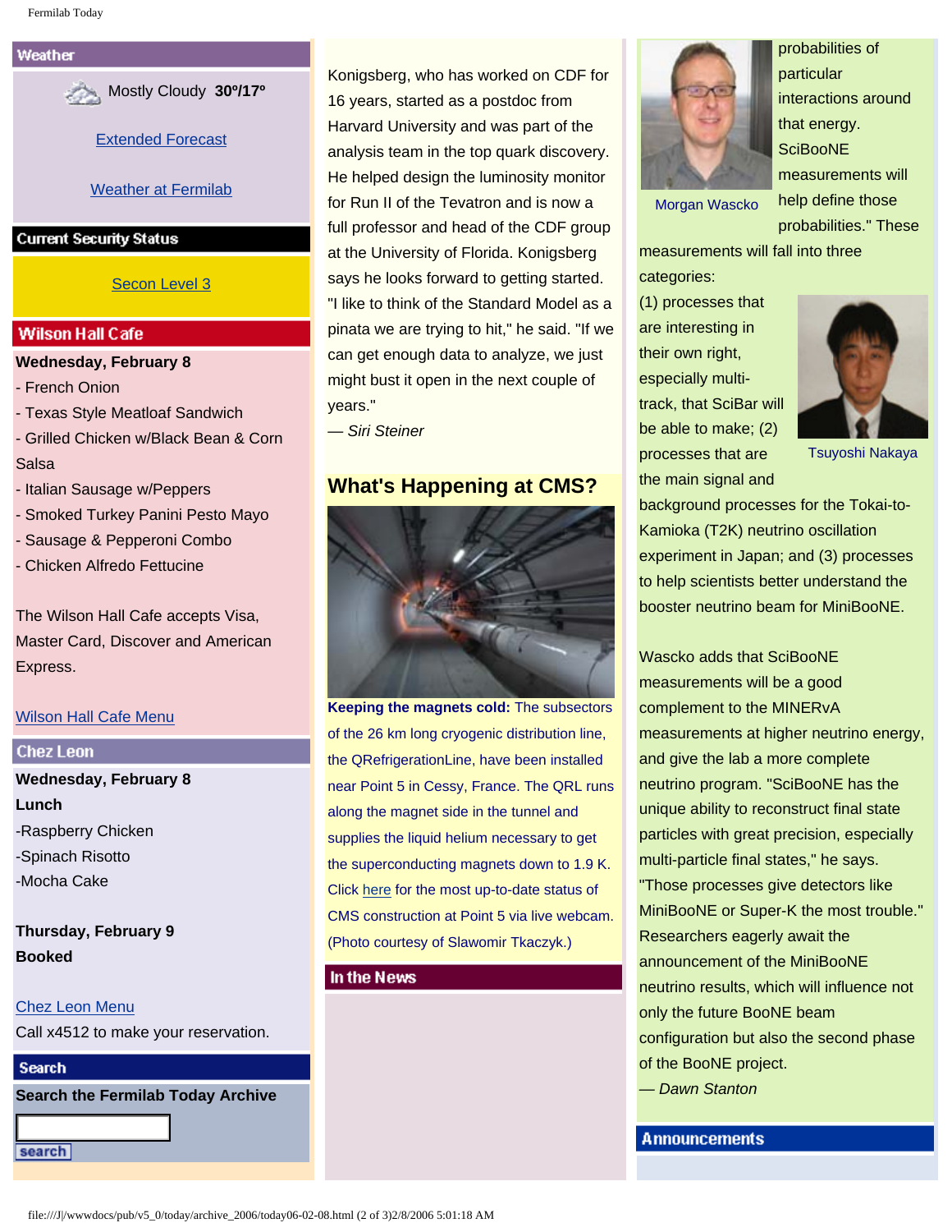## Weather

Mostly Cloudy 30º/17º

Extended Forecast

Weather at Fermilab

## Current Security Status

Secon Level 3

## Wilson Hall Cafe

**Wednesday, February 8**

- French Onion
- Texas Style Meatloaf Sandwich
- Grilled Chicken w/Black Bean & Corn Salsa
- Italian Sausage w/Peppers
- Smoked Turkey Panini Pesto Mayo
- Sausage & Pepperoni Combo
- Chicken Alfredo Fettucine

The Wilson Hall Cafe accepts Visa, Master Card, Discover and American Express.

Wilson Hall Cafe Menu

## Chez Leon

**Wednesday, February 8**
**Lunch**
-Raspberry Chicken
-Spinach Risotto
-Mocha Cake

**Thursday, February 9**
**Booked**

Chez Leon Menu
Call x4512 to make your reservation.

## Search

**Search the Fermilab Today Archive**

search

Konigsberg, who has worked on CDF for 16 years, started as a postdoc from Harvard University and was part of the analysis team in the top quark discovery. He helped design the luminosity monitor for Run II of the Tevatron and is now a full professor and head of the CDF group at the University of Florida. Konigsberg says he looks forward to getting started. "I like to think of the Standard Model as a pinata we are trying to hit," he said. "If we can get enough data to analyze, we just might bust it open in the next couple of years."

*— Siri Steiner*

## What's Happening at CMS?

**Keeping the magnets cold:** The subsectors of the 26 km long cryogenic distribution line, the QRefrigerationLine, have been installed near Point 5 in Cessy, France. The QRL runs along the magnet side in the tunnel and supplies the liquid helium necessary to get the superconducting magnets down to 1.9 K. Click here for the most up-to-date status of CMS construction at Point 5 via live webcam. (Photo courtesy of Slawomir Tkaczyk.)

## In the News

Morgan Wascko

probabilities of particular interactions around that energy. SciBooNE measurements will help define those probabilities." These measurements will fall into three categories:

Tsuyoshi Nakaya

(1) processes that are interesting in their own right, especially multi-track, that SciBar will be able to make; (2) processes that are the main signal and background processes for the Tokai-to-Kamioka (T2K) neutrino oscillation experiment in Japan; and (3) processes to help scientists better understand the booster neutrino beam for MiniBooNE.

Wascko adds that SciBooNE measurements will be a good complement to the MINERvA measurements at higher neutrino energy, and give the lab a more complete neutrino program. "SciBooNE has the unique ability to reconstruct final state particles with great precision, especially multi-particle final states," he says. "Those processes give detectors like MiniBooNE or Super-K the most trouble." Researchers eagerly await the announcement of the MiniBooNE neutrino results, which will influence not only the future BooNE beam configuration but also the second phase of the BooNE project.

*— Dawn Stanton*

## Announcements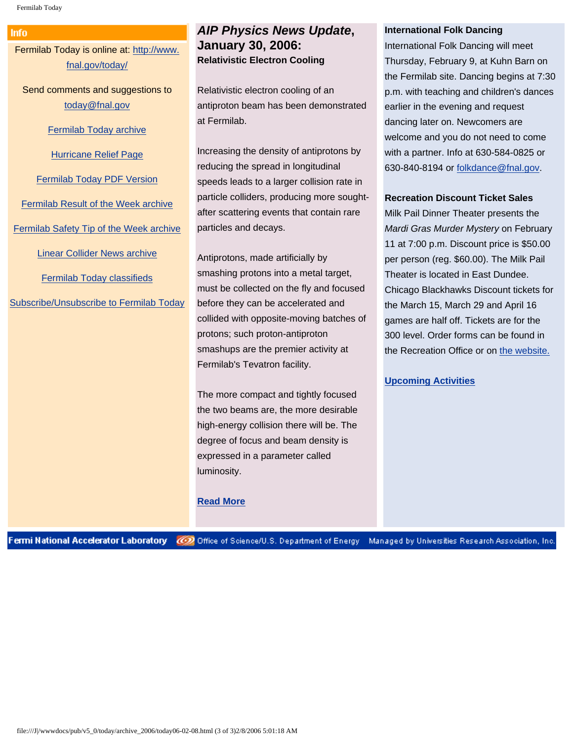## Info

Fermilab Today is online at: http://www.fnal.gov/today/

Send comments and suggestions to today@fnal.gov

Fermilab Today archive

Hurricane Relief Page

Fermilab Today PDF Version

Fermilab Result of the Week archive

Fermilab Safety Tip of the Week archive

Linear Collider News archive

Fermilab Today classifieds

Subscribe/Unsubscribe to Fermilab Today

## *AIP Physics News Update*, January 30, 2006:

**Relativistic Electron Cooling**

Relativistic electron cooling of an antiproton beam has been demonstrated at Fermilab.

Increasing the density of antiprotons by reducing the spread in longitudinal speeds leads to a larger collision rate in particle colliders, producing more sought-after scattering events that contain rare particles and decays.

Antiprotons, made artificially by smashing protons into a metal target, must be collected on the fly and focused before they can be accelerated and collided with opposite-moving batches of protons; such proton-antiproton smashups are the premier activity at Fermilab's Tevatron facility.

The more compact and tightly focused the two beams are, the more desirable high-energy collision there will be. The degree of focus and beam density is expressed in a parameter called luminosity.

**Read More**

**International Folk Dancing**

International Folk Dancing will meet Thursday, February 9, at Kuhn Barn on the Fermilab site. Dancing begins at 7:30 p.m. with teaching and children's dances earlier in the evening and request dancing later on. Newcomers are welcome and you do not need to come with a partner. Info at 630-584-0825 or 630-840-8194 or folkdance@fnal.gov.

**Recreation Discount Ticket Sales**

Milk Pail Dinner Theater presents the *Mardi Gras Murder Mystery* on February 11 at 7:00 p.m. Discount price is $50.00 per person (reg. $60.00). The Milk Pail Theater is located in East Dundee. Chicago Blackhawks Discount tickets for the March 15, March 29 and April 16 games are half off. Tickets are for the 300 level. Order forms can be found in the Recreation Office or on the website.

**Upcoming Activities**

Fermi National Accelerator Laboratory — Office of Science/U.S. Department of Energy — Managed by Universities Research Association, Inc.